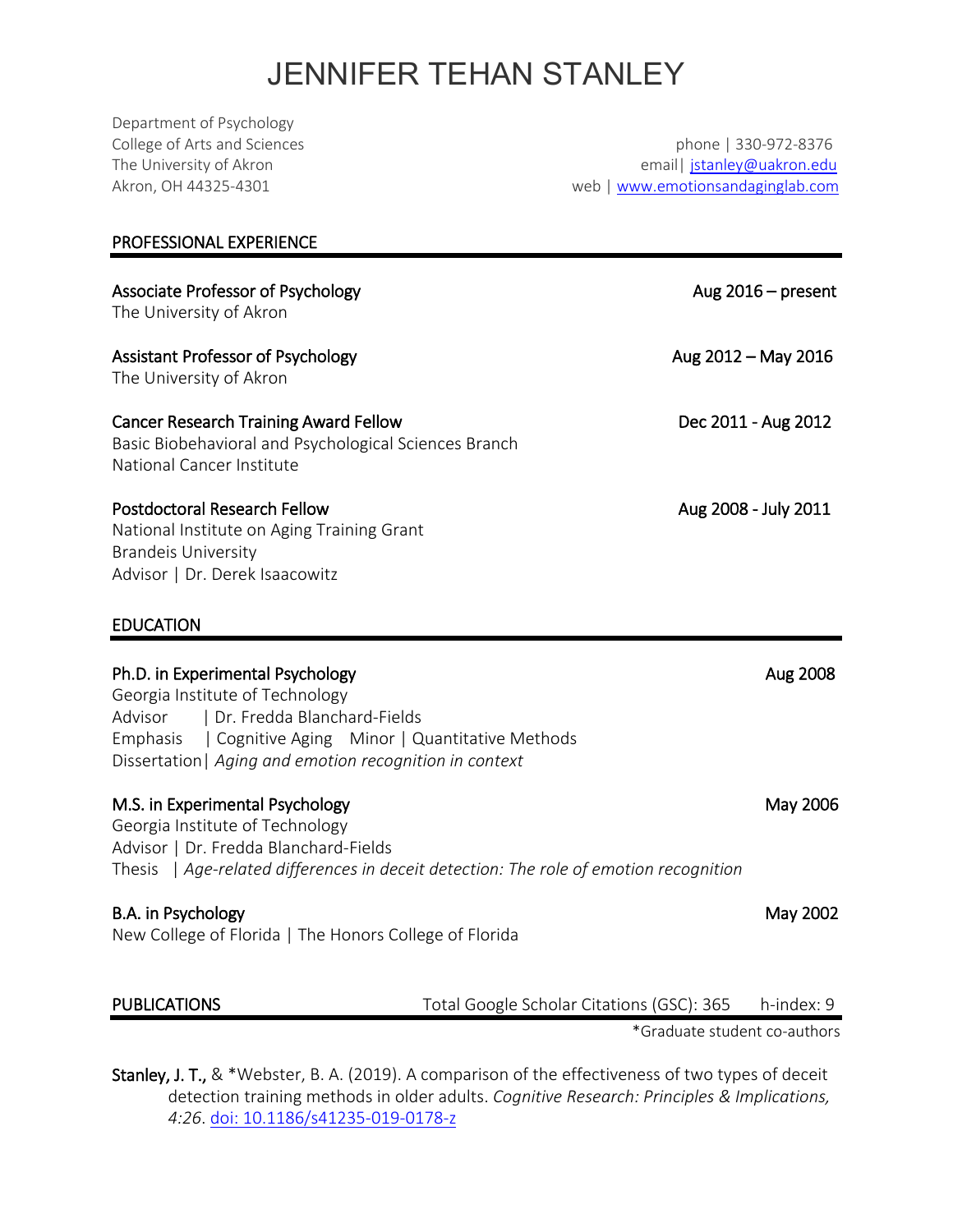# JENNIFER TEHAN STANLEY

Department of Psychology
College of Arts and Sciences
The University of Akron
Akron, OH 44325-4301

phone | 330-972-8376
email| [jstanley@uakron.edu](mailto:jstanley@uakron.edu)
web | [www.emotionsandaginglab.com](http://www.emotionsandaginglab.com)

## PROFESSIONAL EXPERIENCE

**Associate Professor of Psychology** — Aug 2016 – present
The University of Akron

**Assistant Professor of Psychology** — Aug 2012 – May 2016
The University of Akron

**Cancer Research Training Award Fellow** — Dec 2011 - Aug 2012
Basic Biobehavioral and Psychological Sciences Branch
National Cancer Institute

**Postdoctoral Research Fellow** — Aug 2008 - July 2011
National Institute on Aging Training Grant
Brandeis University
Advisor | Dr. Derek Isaacowitz

## EDUCATION

**Ph.D. in Experimental Psychology** — Aug 2008
Georgia Institute of Technology
Advisor | Dr. Fredda Blanchard-Fields
Emphasis | Cognitive Aging Minor | Quantitative Methods
Dissertation| *Aging and emotion recognition in context*

**M.S. in Experimental Psychology** — May 2006
Georgia Institute of Technology
Advisor | Dr. Fredda Blanchard-Fields
Thesis | *Age-related differences in deceit detection: The role of emotion recognition*

**B.A. in Psychology** — May 2002
New College of Florida | The Honors College of Florida

## PUBLICATIONS

Total Google Scholar Citations (GSC): 365 h-index: 9

*Graduate student co-authors

**Stanley, J. T.,** & *Webster, B. A. (2019). A comparison of the effectiveness of two types of deceit detection training methods in older adults. *Cognitive Research: Principles & Implications, 4:26*. [doi: 10.1186/s41235-019-0178-z](https://doi.org/10.1186/s41235-019-0178-z)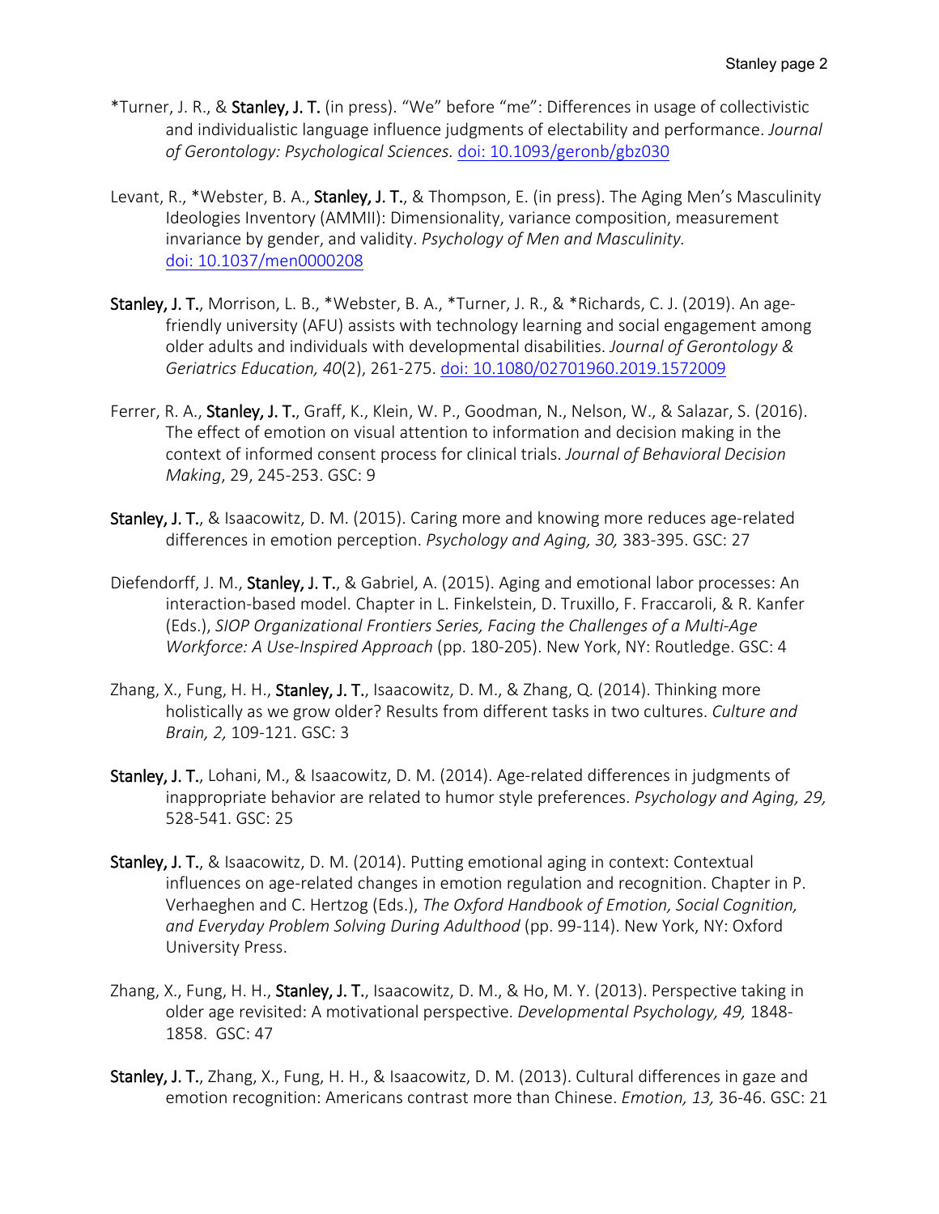*Turner, J. R., & **Stanley, J. T.** (in press). "We" before "me": Differences in usage of collectivistic and individualistic language influence judgments of electability and performance. *Journal of Gerontology: Psychological Sciences.* [doi: 10.1093/geronb/gbz030]

Levant, R., *Webster, B. A., **Stanley, J. T.**, & Thompson, E. (in press). The Aging Men's Masculinity Ideologies Inventory (AMMII): Dimensionality, variance composition, measurement invariance by gender, and validity. *Psychology of Men and Masculinity.* [doi: 10.1037/men0000208]

**Stanley, J. T.**, Morrison, L. B., *Webster, B. A., *Turner, J. R., & *Richards, C. J. (2019). An age-friendly university (AFU) assists with technology learning and social engagement among older adults and individuals with developmental disabilities. *Journal of Gerontology & Geriatrics Education, 40*(2), 261-275. [doi: 10.1080/02701960.2019.1572009]

Ferrer, R. A., **Stanley, J. T.**, Graff, K., Klein, W. P., Goodman, N., Nelson, W., & Salazar, S. (2016). The effect of emotion on visual attention to information and decision making in the context of informed consent process for clinical trials. *Journal of Behavioral Decision Making*, 29, 245-253. GSC: 9

**Stanley, J. T.**, & Isaacowitz, D. M. (2015). Caring more and knowing more reduces age-related differences in emotion perception. *Psychology and Aging, 30,* 383-395. GSC: 27

Diefendorff, J. M., **Stanley, J. T.**, & Gabriel, A. (2015). Aging and emotional labor processes: An interaction-based model. Chapter in L. Finkelstein, D. Truxillo, F. Fraccaroli, & R. Kanfer (Eds.), *SIOP Organizational Frontiers Series, Facing the Challenges of a Multi-Age Workforce: A Use-Inspired Approach* (pp. 180-205). New York, NY: Routledge. GSC: 4

Zhang, X., Fung, H. H., **Stanley, J. T.**, Isaacowitz, D. M., & Zhang, Q. (2014). Thinking more holistically as we grow older? Results from different tasks in two cultures. *Culture and Brain, 2,* 109-121. GSC: 3

**Stanley, J. T.**, Lohani, M., & Isaacowitz, D. M. (2014). Age-related differences in judgments of inappropriate behavior are related to humor style preferences. *Psychology and Aging, 29,* 528-541. GSC: 25

**Stanley, J. T.**, & Isaacowitz, D. M. (2014). Putting emotional aging in context: Contextual influences on age-related changes in emotion regulation and recognition. Chapter in P. Verhaeghen and C. Hertzog (Eds.), *The Oxford Handbook of Emotion, Social Cognition, and Everyday Problem Solving During Adulthood* (pp. 99-114). New York, NY: Oxford University Press.

Zhang, X., Fung, H. H., **Stanley, J. T.**, Isaacowitz, D. M., & Ho, M. Y. (2013). Perspective taking in older age revisited: A motivational perspective. *Developmental Psychology, 49,* 1848-1858. GSC: 47

**Stanley, J. T.**, Zhang, X., Fung, H. H., & Isaacowitz, D. M. (2013). Cultural differences in gaze and emotion recognition: Americans contrast more than Chinese. *Emotion, 13,* 36-46. GSC: 21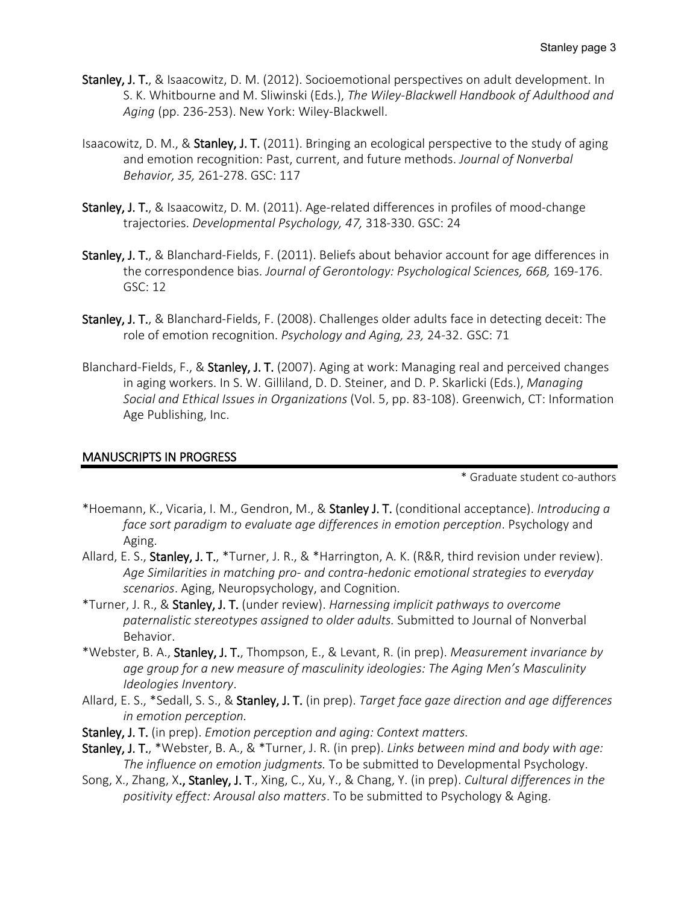**Stanley, J. T.**, & Isaacowitz, D. M. (2012). Socioemotional perspectives on adult development. In S. K. Whitbourne and M. Sliwinski (Eds.), *The Wiley-Blackwell Handbook of Adulthood and Aging* (pp. 236-253). New York: Wiley-Blackwell.

Isaacowitz, D. M., & **Stanley, J. T.** (2011). Bringing an ecological perspective to the study of aging and emotion recognition: Past, current, and future methods. *Journal of Nonverbal Behavior, 35,* 261-278. GSC: 117

**Stanley, J. T.**, & Isaacowitz, D. M. (2011). Age-related differences in profiles of mood-change trajectories. *Developmental Psychology, 47,* 318-330. GSC: 24

**Stanley, J. T.**, & Blanchard-Fields, F. (2011). Beliefs about behavior account for age differences in the correspondence bias. *Journal of Gerontology: Psychological Sciences, 66B,* 169-176. GSC: 12

**Stanley, J. T.**, & Blanchard-Fields, F. (2008). Challenges older adults face in detecting deceit: The role of emotion recognition. *Psychology and Aging, 23,* 24-32. GSC: 71

Blanchard-Fields, F., & **Stanley, J. T.** (2007). Aging at work: Managing real and perceived changes in aging workers. In S. W. Gilliland, D. D. Steiner, and D. P. Skarlicki (Eds.), *Managing Social and Ethical Issues in Organizations* (Vol. 5, pp. 83-108). Greenwich, CT: Information Age Publishing, Inc.

## MANUSCRIPTS IN PROGRESS

\* Graduate student co-authors

*Hoemann, K., Vicaria, I. M., Gendron, M., & **Stanley J. T.** (conditional acceptance). *Introducing a face sort paradigm to evaluate age differences in emotion perception*. Psychology and Aging.

Allard, E. S., **Stanley, J. T.**, *Turner, J. R., & *Harrington, A. K. (R&R, third revision under review). *Age Similarities in matching pro- and contra-hedonic emotional strategies to everyday scenarios*. Aging, Neuropsychology, and Cognition.

*Turner, J. R., & **Stanley, J. T.** (under review). *Harnessing implicit pathways to overcome paternalistic stereotypes assigned to older adults.* Submitted to Journal of Nonverbal Behavior.

*Webster, B. A., **Stanley, J. T.**, Thompson, E., & Levant, R. (in prep). *Measurement invariance by age group for a new measure of masculinity ideologies: The Aging Men's Masculinity Ideologies Inventory*.

Allard, E. S., *Sedall, S. S., & **Stanley, J. T.** (in prep). *Target face gaze direction and age differences in emotion perception.*

**Stanley, J. T.** (in prep). *Emotion perception and aging: Context matters.*

**Stanley, J. T.**, *Webster, B. A., & *Turner, J. R. (in prep). *Links between mind and body with age: The influence on emotion judgments.* To be submitted to Developmental Psychology.

Song, X., Zhang, X., **Stanley, J. T.**, Xing, C., Xu, Y., & Chang, Y. (in prep). *Cultural differences in the positivity effect: Arousal also matters*. To be submitted to Psychology & Aging.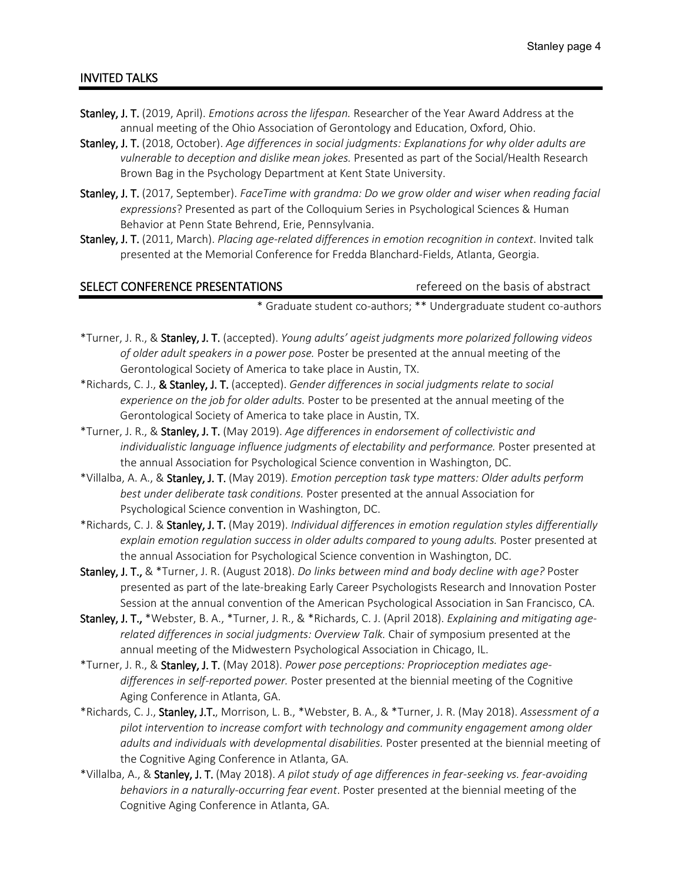## INVITED TALKS

**Stanley, J. T.** (2019, April). *Emotions across the lifespan.* Researcher of the Year Award Address at the annual meeting of the Ohio Association of Gerontology and Education, Oxford, Ohio.

**Stanley, J. T.** (2018, October). *Age differences in social judgments: Explanations for why older adults are vulnerable to deception and dislike mean jokes.* Presented as part of the Social/Health Research Brown Bag in the Psychology Department at Kent State University.

**Stanley, J. T.** (2017, September). *FaceTime with grandma: Do we grow older and wiser when reading facial expressions*? Presented as part of the Colloquium Series in Psychological Sciences & Human Behavior at Penn State Behrend, Erie, Pennsylvania.

**Stanley, J. T.** (2011, March). *Placing age-related differences in emotion recognition in context*. Invited talk presented at the Memorial Conference for Fredda Blanchard-Fields, Atlanta, Georgia.

## SELECT CONFERENCE PRESENTATIONS

refereed on the basis of abstract

* Graduate student co-authors; ** Undergraduate student co-authors

*Turner, J. R., & **Stanley, J. T.** (accepted). *Young adults' ageist judgments more polarized following videos of older adult speakers in a power pose.* Poster be presented at the annual meeting of the Gerontological Society of America to take place in Austin, TX.

*Richards, C. J., **& Stanley, J. T.** (accepted). *Gender differences in social judgments relate to social experience on the job for older adults.* Poster to be presented at the annual meeting of the Gerontological Society of America to take place in Austin, TX.

*Turner, J. R., & **Stanley, J. T.** (May 2019). *Age differences in endorsement of collectivistic and individualistic language influence judgments of electability and performance.* Poster presented at the annual Association for Psychological Science convention in Washington, DC.

*Villalba, A. A., & **Stanley, J. T.** (May 2019). *Emotion perception task type matters: Older adults perform best under deliberate task conditions.* Poster presented at the annual Association for Psychological Science convention in Washington, DC.

*Richards, C. J. & **Stanley, J. T.** (May 2019). *Individual differences in emotion regulation styles differentially explain emotion regulation success in older adults compared to young adults.* Poster presented at the annual Association for Psychological Science convention in Washington, DC.

**Stanley, J. T.,** & *Turner, J. R. (August 2018). *Do links between mind and body decline with age?* Poster presented as part of the late-breaking Early Career Psychologists Research and Innovation Poster Session at the annual convention of the American Psychological Association in San Francisco, CA.

**Stanley, J. T.,** *Webster, B. A., *Turner, J. R., & *Richards, C. J. (April 2018). *Explaining and mitigating age-related differences in social judgments: Overview Talk.* Chair of symposium presented at the annual meeting of the Midwestern Psychological Association in Chicago, IL.

*Turner, J. R., & **Stanley, J. T.** (May 2018). *Power pose perceptions: Proprioception mediates age-differences in self-reported power.* Poster presented at the biennial meeting of the Cognitive Aging Conference in Atlanta, GA.

*Richards, C. J., **Stanley, J.T.**, Morrison, L. B., *Webster, B. A., & *Turner, J. R. (May 2018). *Assessment of a pilot intervention to increase comfort with technology and community engagement among older adults and individuals with developmental disabilities.* Poster presented at the biennial meeting of the Cognitive Aging Conference in Atlanta, GA.

*Villalba, A., & **Stanley, J. T.** (May 2018). *A pilot study of age differences in fear-seeking vs. fear-avoiding behaviors in a naturally-occurring fear event*. Poster presented at the biennial meeting of the Cognitive Aging Conference in Atlanta, GA.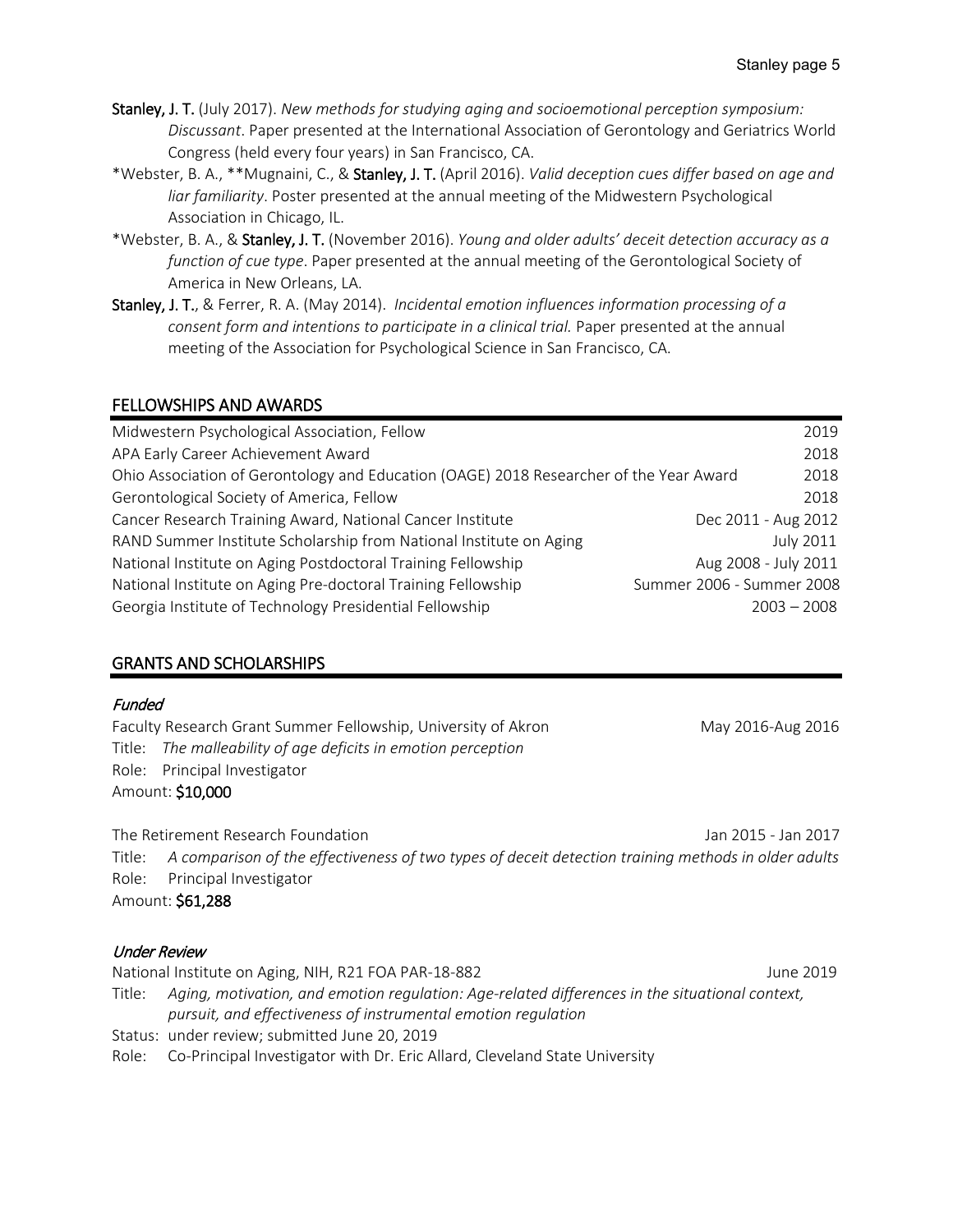**Stanley, J. T.** (July 2017). *New methods for studying aging and socioemotional perception symposium: Discussant*. Paper presented at the International Association of Gerontology and Geriatrics World Congress (held every four years) in San Francisco, CA.

*Webster, B. A., **Mugnaini, C., & **Stanley, J. T.** (April 2016). *Valid deception cues differ based on age and liar familiarity*. Poster presented at the annual meeting of the Midwestern Psychological Association in Chicago, IL.

*Webster, B. A., & **Stanley, J. T.** (November 2016). *Young and older adults' deceit detection accuracy as a function of cue type*. Paper presented at the annual meeting of the Gerontological Society of America in New Orleans, LA.

**Stanley, J. T.**, & Ferrer, R. A. (May 2014). *Incidental emotion influences information processing of a consent form and intentions to participate in a clinical trial.* Paper presented at the annual meeting of the Association for Psychological Science in San Francisco, CA.

## FELLOWSHIPS AND AWARDS

| | |
|---|---|
| Midwestern Psychological Association, Fellow | 2019 |
| APA Early Career Achievement Award | 2018 |
| Ohio Association of Gerontology and Education (OAGE) 2018 Researcher of the Year Award | 2018 |
| Gerontological Society of America, Fellow | 2018 |
| Cancer Research Training Award, National Cancer Institute | Dec 2011 - Aug 2012 |
| RAND Summer Institute Scholarship from National Institute on Aging | July 2011 |
| National Institute on Aging Postdoctoral Training Fellowship | Aug 2008 - July 2011 |
| National Institute on Aging Pre-doctoral Training Fellowship | Summer 2006 - Summer 2008 |
| Georgia Institute of Technology Presidential Fellowship | 2003 – 2008 |

## GRANTS AND SCHOLARSHIPS

### *Funded*

Faculty Research Grant Summer Fellowship, University of Akron — May 2016-Aug 2016
Title: *The malleability of age deficits in emotion perception*
Role: Principal Investigator
Amount: **$10,000**

The Retirement Research Foundation — Jan 2015 - Jan 2017
Title: *A comparison of the effectiveness of two types of deceit detection training methods in older adults*
Role: Principal Investigator
Amount: **$61,288**

### *Under Review*

National Institute on Aging, NIH, R21 FOA PAR-18-882 — June 2019
Title: *Aging, motivation, and emotion regulation: Age-related differences in the situational context, pursuit, and effectiveness of instrumental emotion regulation*
Status: under review; submitted June 20, 2019
Role: Co-Principal Investigator with Dr. Eric Allard, Cleveland State University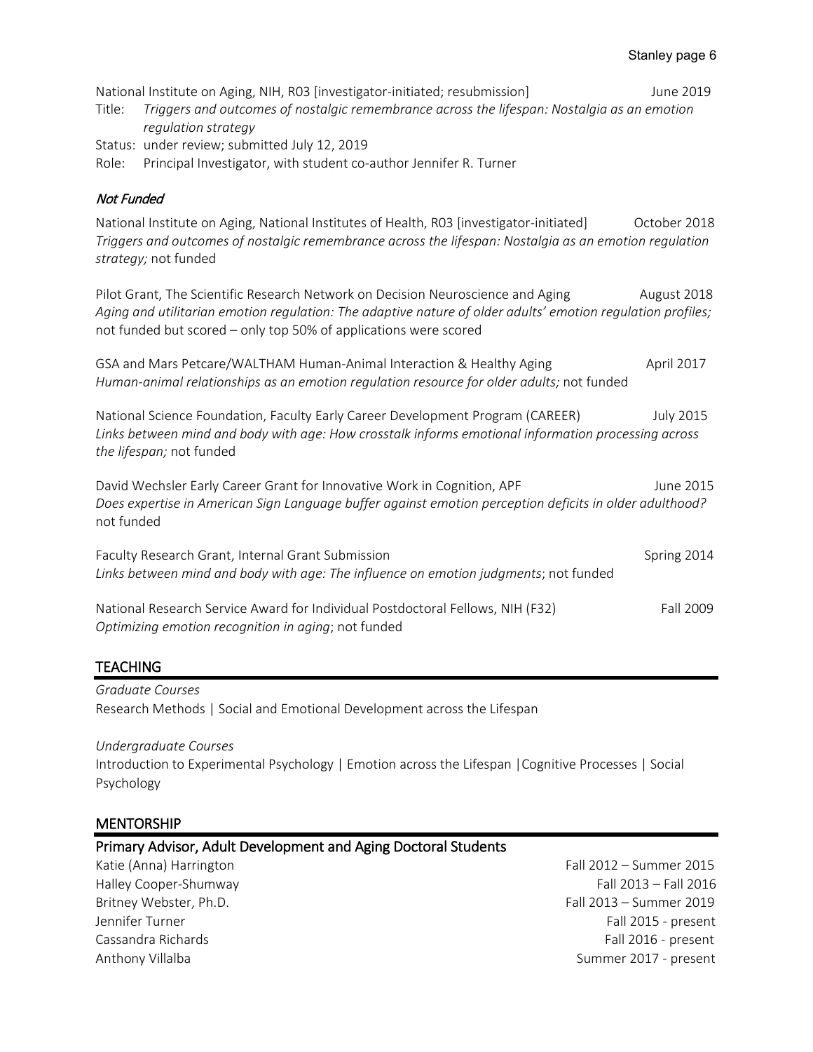National Institute on Aging, NIH, R03 [investigator-initiated; resubmission] June 2019

Title: *Triggers and outcomes of nostalgic remembrance across the lifespan: Nostalgia as an emotion regulation strategy*

Status: under review; submitted July 12, 2019

Role: Principal Investigator, with student co-author Jennifer R. Turner

### *Not Funded*

National Institute on Aging, National Institutes of Health, R03 [investigator-initiated] October 2018
*Triggers and outcomes of nostalgic remembrance across the lifespan: Nostalgia as an emotion regulation strategy;* not funded

Pilot Grant, The Scientific Research Network on Decision Neuroscience and Aging August 2018
*Aging and utilitarian emotion regulation: The adaptive nature of older adults' emotion regulation profiles;* not funded but scored – only top 50% of applications were scored

GSA and Mars Petcare/WALTHAM Human-Animal Interaction & Healthy Aging April 2017
*Human-animal relationships as an emotion regulation resource for older adults;* not funded

National Science Foundation, Faculty Early Career Development Program (CAREER) July 2015
*Links between mind and body with age: How crosstalk informs emotional information processing across the lifespan;* not funded

David Wechsler Early Career Grant for Innovative Work in Cognition, APF June 2015
*Does expertise in American Sign Language buffer against emotion perception deficits in older adulthood?* not funded

Faculty Research Grant, Internal Grant Submission Spring 2014
*Links between mind and body with age: The influence on emotion judgments*; not funded

National Research Service Award for Individual Postdoctoral Fellows, NIH (F32) Fall 2009
*Optimizing emotion recognition in aging*; not funded

## TEACHING

*Graduate Courses*

Research Methods | Social and Emotional Development across the Lifespan

*Undergraduate Courses*

Introduction to Experimental Psychology | Emotion across the Lifespan |Cognitive Processes | Social Psychology

## MENTORSHIP

### Primary Advisor, Adult Development and Aging Doctoral Students

Katie (Anna) Harrington Fall 2012 – Summer 2015
Halley Cooper-Shumway Fall 2013 – Fall 2016
Britney Webster, Ph.D. Fall 2013 – Summer 2019
Jennifer Turner Fall 2015 - present
Cassandra Richards Fall 2016 - present
Anthony Villalba Summer 2017 - present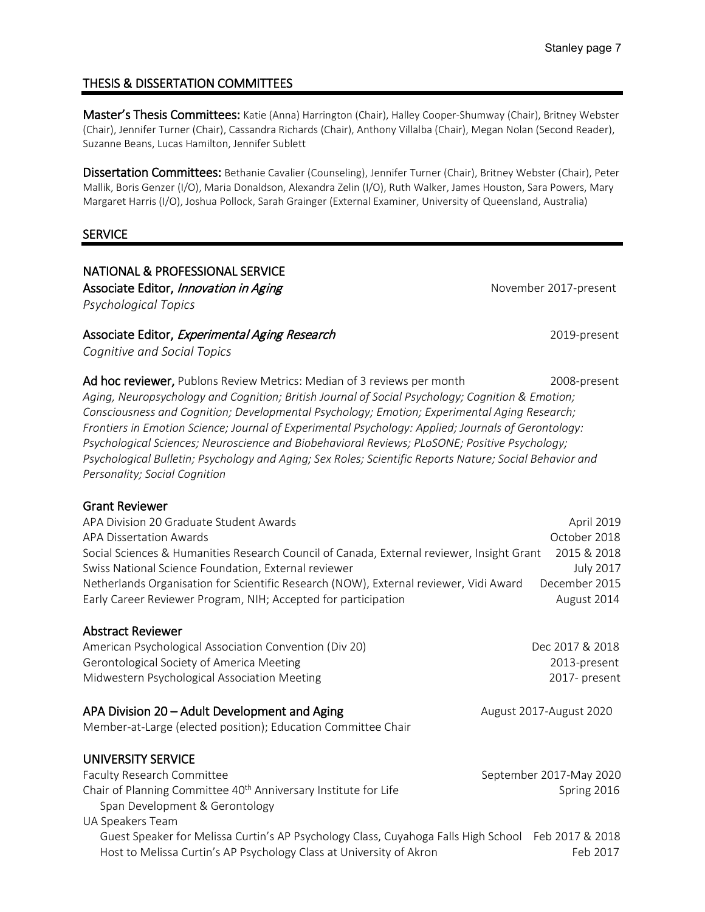## THESIS & DISSERTATION COMMITTEES

**Master's Thesis Committees:** Katie (Anna) Harrington (Chair), Halley Cooper-Shumway (Chair), Britney Webster (Chair), Jennifer Turner (Chair), Cassandra Richards (Chair), Anthony Villalba (Chair), Megan Nolan (Second Reader), Suzanne Beans, Lucas Hamilton, Jennifer Sublett

**Dissertation Committees:** Bethanie Cavalier (Counseling), Jennifer Turner (Chair), Britney Webster (Chair), Peter Mallik, Boris Genzer (I/O), Maria Donaldson, Alexandra Zelin (I/O), Ruth Walker, James Houston, Sara Powers, Mary Margaret Harris (I/O), Joshua Pollock, Sarah Grainger (External Examiner, University of Queensland, Australia)

## SERVICE

### NATIONAL & PROFESSIONAL SERVICE

**Associate Editor, *Innovation in Aging*** — November 2017-present
*Psychological Topics*

**Associate Editor, *Experimental Aging Research*** — 2019-present
*Cognitive and Social Topics*

**Ad hoc reviewer,** Publons Review Metrics: Median of 3 reviews per month — 2008-present
*Aging, Neuropsychology and Cognition; British Journal of Social Psychology; Cognition & Emotion; Consciousness and Cognition; Developmental Psychology; Emotion; Experimental Aging Research; Frontiers in Emotion Science; Journal of Experimental Psychology: Applied; Journals of Gerontology: Psychological Sciences; Neuroscience and Biobehavioral Reviews; PLoSONE; Positive Psychology; Psychological Bulletin; Psychology and Aging; Sex Roles; Scientific Reports Nature; Social Behavior and Personality; Social Cognition*

**Grant Reviewer**

- APA Division 20 Graduate Student Awards — April 2019
- APA Dissertation Awards — October 2018
- Social Sciences & Humanities Research Council of Canada, External reviewer, Insight Grant — 2015 & 2018
- Swiss National Science Foundation, External reviewer — July 2017
- Netherlands Organisation for Scientific Research (NOW), External reviewer, Vidi Award — December 2015
- Early Career Reviewer Program, NIH; Accepted for participation — August 2014

**Abstract Reviewer**

- American Psychological Association Convention (Div 20) — Dec 2017 & 2018
- Gerontological Society of America Meeting — 2013-present
- Midwestern Psychological Association Meeting — 2017- present

**APA Division 20 – Adult Development and Aging** — August 2017-August 2020
Member-at-Large (elected position); Education Committee Chair

### UNIVERSITY SERVICE

- Faculty Research Committee — September 2017-May 2020
- Chair of Planning Committee 40th Anniversary Institute for Life Span Development & Gerontology — Spring 2016
- UA Speakers Team
  - Guest Speaker for Melissa Curtin's AP Psychology Class, Cuyahoga Falls High School — Feb 2017 & 2018
  - Host to Melissa Curtin's AP Psychology Class at University of Akron — Feb 2017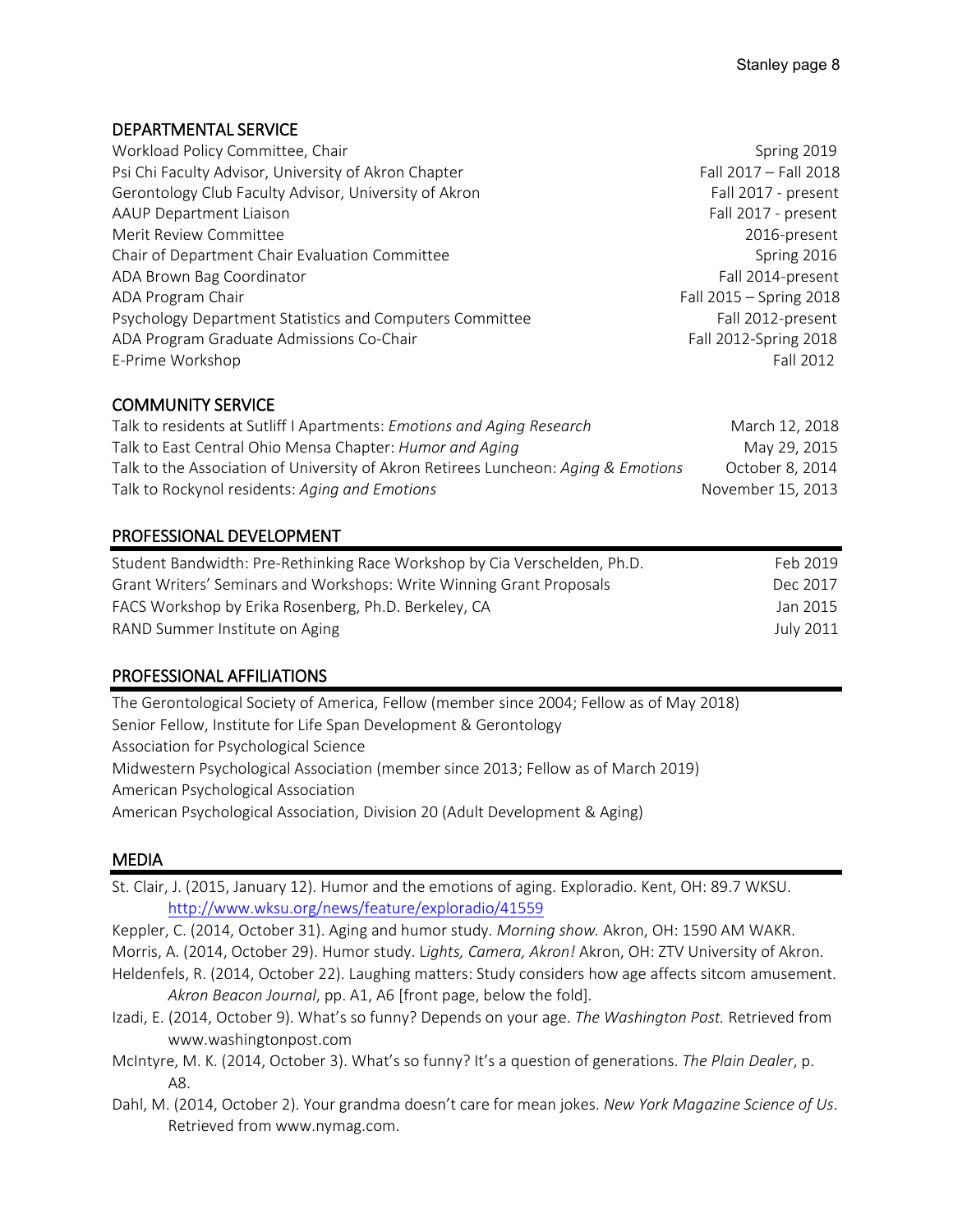## DEPARTMENTAL SERVICE

| | |
|---|---|
| Workload Policy Committee, Chair | Spring 2019 |
| Psi Chi Faculty Advisor, University of Akron Chapter | Fall 2017 – Fall 2018 |
| Gerontology Club Faculty Advisor, University of Akron | Fall 2017 - present |
| AAUP Department Liaison | Fall 2017 - present |
| Merit Review Committee | 2016-present |
| Chair of Department Chair Evaluation Committee | Spring 2016 |
| ADA Brown Bag Coordinator | Fall 2014-present |
| ADA Program Chair | Fall 2015 – Spring 2018 |
| Psychology Department Statistics and Computers Committee | Fall 2012-present |
| ADA Program Graduate Admissions Co-Chair | Fall 2012-Spring 2018 |
| E-Prime Workshop | Fall 2012 |

## COMMUNITY SERVICE

| | |
|---|---|
| Talk to residents at Sutliff I Apartments: *Emotions and Aging Research* | March 12, 2018 |
| Talk to East Central Ohio Mensa Chapter: *Humor and Aging* | May 29, 2015 |
| Talk to the Association of University of Akron Retirees Luncheon: *Aging & Emotions* | October 8, 2014 |
| Talk to Rockynol residents: *Aging and Emotions* | November 15, 2013 |

## PROFESSIONAL DEVELOPMENT

| | |
|---|---|
| Student Bandwidth: Pre-Rethinking Race Workshop by Cia Verschelden, Ph.D. | Feb 2019 |
| Grant Writers' Seminars and Workshops: Write Winning Grant Proposals | Dec 2017 |
| FACS Workshop by Erika Rosenberg, Ph.D. Berkeley, CA | Jan 2015 |
| RAND Summer Institute on Aging | July 2011 |

## PROFESSIONAL AFFILIATIONS

The Gerontological Society of America, Fellow (member since 2004; Fellow as of May 2018)
Senior Fellow, Institute for Life Span Development & Gerontology
Association for Psychological Science
Midwestern Psychological Association (member since 2013; Fellow as of March 2019)
American Psychological Association
American Psychological Association, Division 20 (Adult Development & Aging)

## MEDIA

St. Clair, J. (2015, January 12). Humor and the emotions of aging. Exploradio. Kent, OH: 89.7 WKSU. http://www.wksu.org/news/feature/exploradio/41559

Keppler, C. (2014, October 31). Aging and humor study. *Morning show.* Akron, OH: 1590 AM WAKR.

Morris, A. (2014, October 29). Humor study. L*ights, Camera, Akron!* Akron, OH: ZTV University of Akron.

Heldenfels, R. (2014, October 22). Laughing matters: Study considers how age affects sitcom amusement. *Akron Beacon Journal*, pp. A1, A6 [front page, below the fold].

Izadi, E. (2014, October 9). What's so funny? Depends on your age. *The Washington Post.* Retrieved from www.washingtonpost.com

McIntyre, M. K. (2014, October 3). What's so funny? It's a question of generations. *The Plain Dealer*, p. A8.

Dahl, M. (2014, October 2). Your grandma doesn't care for mean jokes. *New York Magazine Science of Us*. Retrieved from www.nymag.com.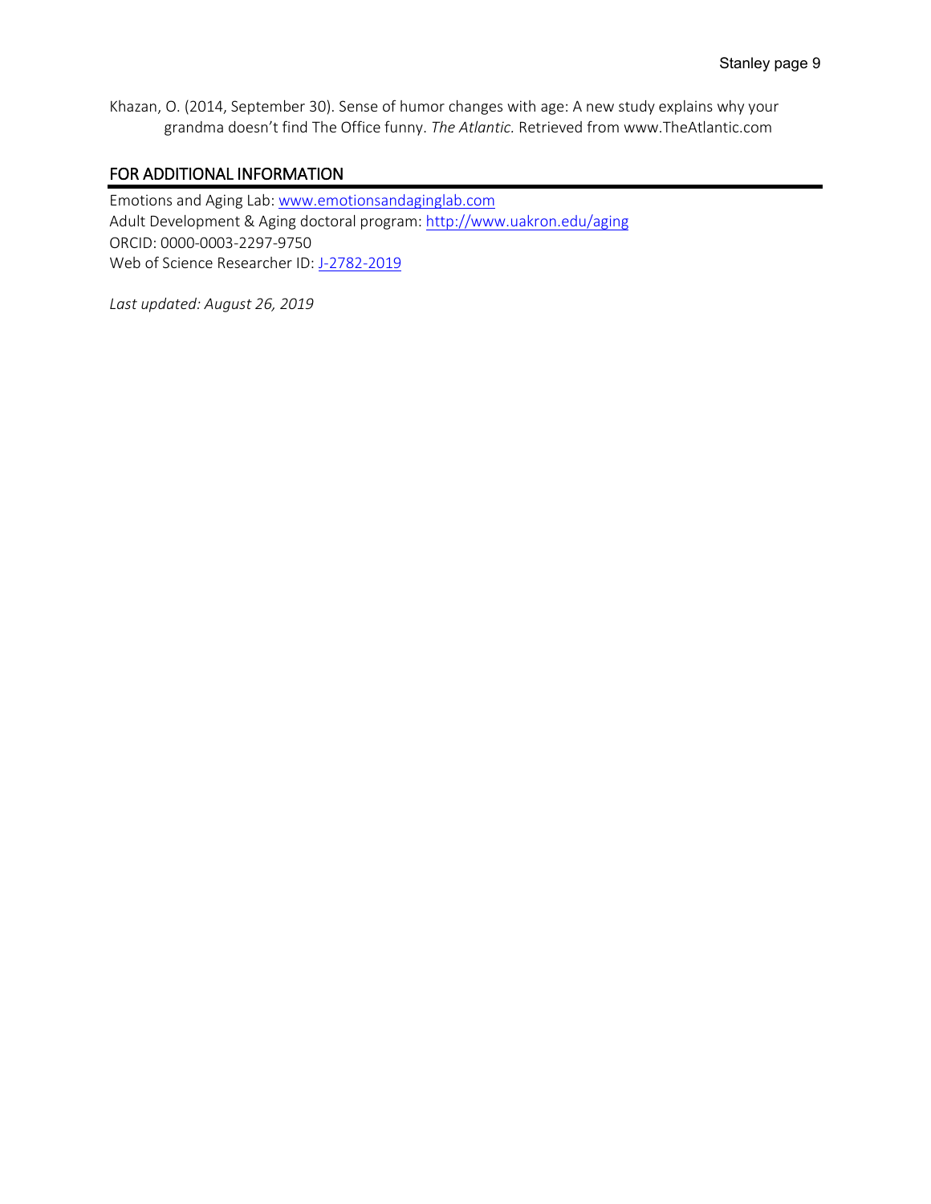Khazan, O. (2014, September 30). Sense of humor changes with age: A new study explains why your grandma doesn't find The Office funny. *The Atlantic.* Retrieved from www.TheAtlantic.com

## FOR ADDITIONAL INFORMATION

Emotions and Aging Lab: [www.emotionsandaginglab.com](www.emotionsandaginglab.com)
Adult Development & Aging doctoral program: [http://www.uakron.edu/aging](http://www.uakron.edu/aging)
ORCID: 0000-0003-2297-9750
Web of Science Researcher ID: J-2782-2019

*Last updated: August 26, 2019*